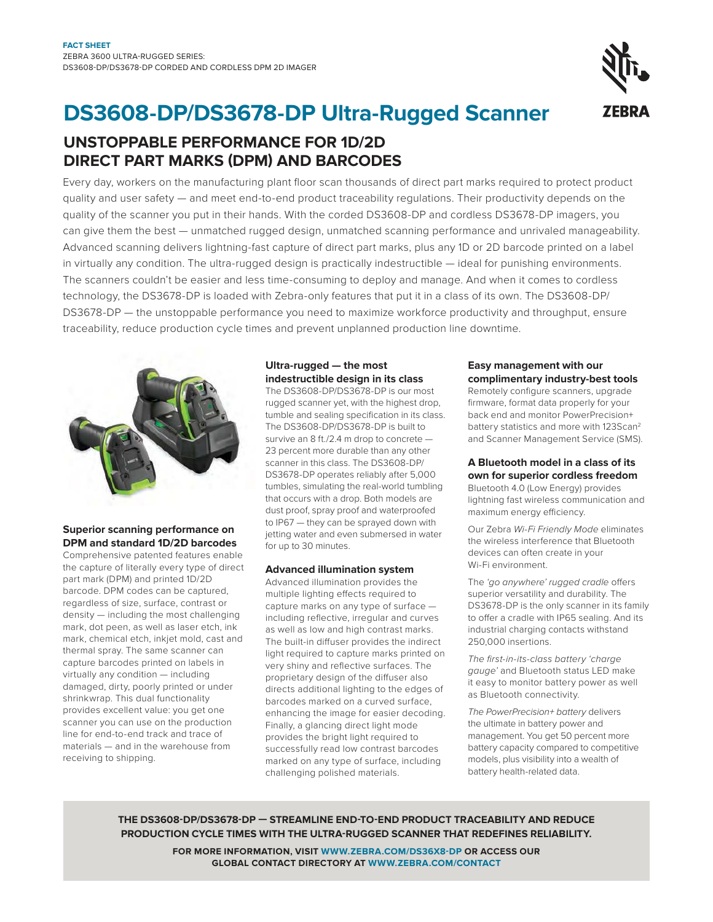**FACT SHEET**
ZEBRA 3600 ULTRA-RUGGED SERIES:
DS3608-DP/DS3678-DP CORDED AND CORDLESS DPM 2D IMAGER

# DS3608-DP/DS3678-DP Ultra-Rugged Scanner

## UNSTOPPABLE PERFORMANCE FOR 1D/2D DIRECT PART MARKS (DPM) AND BARCODES

Every day, workers on the manufacturing plant floor scan thousands of direct part marks required to protect product quality and user safety — and meet end-to-end product traceability regulations. Their productivity depends on the quality of the scanner you put in their hands. With the corded DS3608-DP and cordless DS3678-DP imagers, you can give them the best — unmatched rugged design, unmatched scanning performance and unrivaled manageability. Advanced scanning delivers lightning-fast capture of direct part marks, plus any 1D or 2D barcode printed on a label in virtually any condition. The ultra-rugged design is practically indestructible — ideal for punishing environments. The scanners couldn't be easier and less time-consuming to deploy and manage. And when it comes to cordless technology, the DS3678-DP is loaded with Zebra-only features that put it in a class of its own. The DS3608-DP/DS3678-DP — the unstoppable performance you need to maximize workforce productivity and throughput, ensure traceability, reduce production cycle times and prevent unplanned production line downtime.

### Superior scanning performance on DPM and standard 1D/2D barcodes

Comprehensive patented features enable the capture of literally every type of direct part mark (DPM) and printed 1D/2D barcode. DPM codes can be captured, regardless of size, surface, contrast or density — including the most challenging mark, dot peen, as well as laser etch, ink mark, chemical etch, inkjet mold, cast and thermal spray. The same scanner can capture barcodes printed on labels in virtually any condition — including damaged, dirty, poorly printed or under shrinkwrap. This dual functionality provides excellent value: you get one scanner you can use on the production line for end-to-end track and trace of materials — and in the warehouse from receiving to shipping.

### Ultra-rugged — the most indestructible design in its class

The DS3608-DP/DS3678-DP is our most rugged scanner yet, with the highest drop, tumble and sealing specification in its class. The DS3608-DP/DS3678-DP is built to survive an 8 ft./2.4 m drop to concrete — 23 percent more durable than any other scanner in this class. The DS3608-DP/DS3678-DP operates reliably after 5,000 tumbles, simulating the real-world tumbling that occurs with a drop. Both models are dust proof, spray proof and waterproofed to IP67 — they can be sprayed down with jetting water and even submersed in water for up to 30 minutes.

### Advanced illumination system

Advanced illumination provides the multiple lighting effects required to capture marks on any type of surface — including reflective, irregular and curves as well as low and high contrast marks. The built-in diffuser provides the indirect light required to capture marks printed on very shiny and reflective surfaces. The proprietary design of the diffuser also directs additional lighting to the edges of barcodes marked on a curved surface, enhancing the image for easier decoding. Finally, a glancing direct light mode provides the bright light required to successfully read low contrast barcodes marked on any type of surface, including challenging polished materials.

### Easy management with our complimentary industry-best tools

Remotely configure scanners, upgrade firmware, format data properly for your back end and monitor PowerPrecision+ battery statistics and more with 123Scan[2] and Scanner Management Service (SMS).

### A Bluetooth model in a class of its own for superior cordless freedom

Bluetooth 4.0 (Low Energy) provides lightning fast wireless communication and maximum energy efficiency.

Our Zebra *Wi-Fi Friendly Mode* eliminates the wireless interference that Bluetooth devices can often create in your Wi-Fi environment.

The *'go anywhere' rugged cradle* offers superior versatility and durability. The DS3678-DP is the only scanner in its family to offer a cradle with IP65 sealing. And its industrial charging contacts withstand 250,000 insertions.

*The first-in-its-class battery 'charge gauge'* and Bluetooth status LED make it easy to monitor battery power as well as Bluetooth connectivity.

*The PowerPrecision+ battery* delivers the ultimate in battery power and management. You get 50 percent more battery capacity compared to competitive models, plus visibility into a wealth of battery health-related data.

**THE DS3608-DP/DS3678-DP — STREAMLINE END-TO-END PRODUCT TRACEABILITY AND REDUCE PRODUCTION CYCLE TIMES WITH THE ULTRA-RUGGED SCANNER THAT REDEFINES RELIABILITY.**

**FOR MORE INFORMATION, VISIT WWW.ZEBRA.COM/DS36X8-DP OR ACCESS OUR GLOBAL CONTACT DIRECTORY AT WWW.ZEBRA.COM/CONTACT**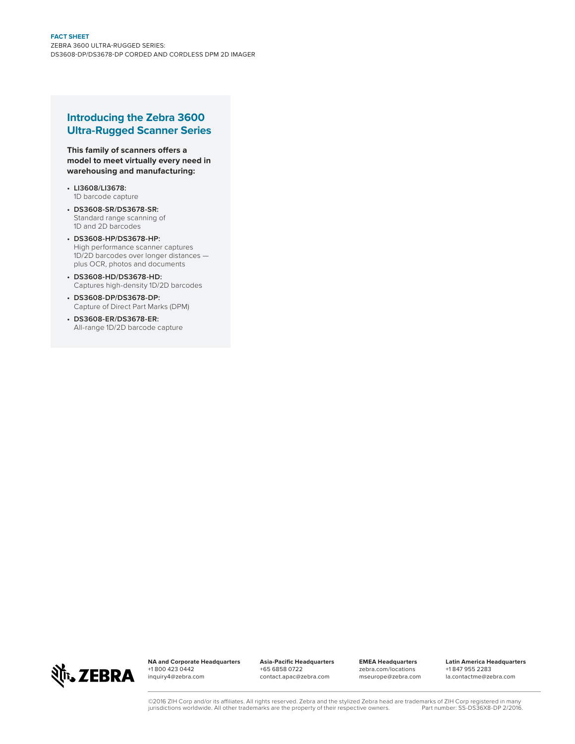## Introducing the Zebra 3600 Ultra-Rugged Scanner Series

**This family of scanners offers a model to meet virtually every need in warehousing and manufacturing:**

- **LI3608/LI3678:** 1D barcode capture
- **DS3608-SR/DS3678-SR:** Standard range scanning of 1D and 2D barcodes
- **DS3608-HP/DS3678-HP:** High performance scanner captures 1D/2D barcodes over longer distances — plus OCR, photos and documents
- **DS3608-HD/DS3678-HD:** Captures high-density 1D/2D barcodes
- **DS3608-DP/DS3678-DP:** Capture of Direct Part Marks (DPM)
- **DS3608-ER/DS3678-ER:** All-range 1D/2D barcode capture

ZEBRA

**NA and Corporate Headquarters**
+1 800 423 0442
inquiry4@zebra.com

**Asia-Pacific Headquarters**
+65 6858 0722
contact.apac@zebra.com

**EMEA Headquarters**
zebra.com/locations
mseurope@zebra.com

**Latin America Headquarters**
+1 847 955 2283
la.contactme@zebra.com

©2016 ZIH Corp and/or its affiliates. All rights reserved. Zebra and the stylized Zebra head are trademarks of ZIH Corp registered in many jurisdictions worldwide. All other trademarks are the property of their respective owners. Part number: SS-DS36X8-DP 2/2016.